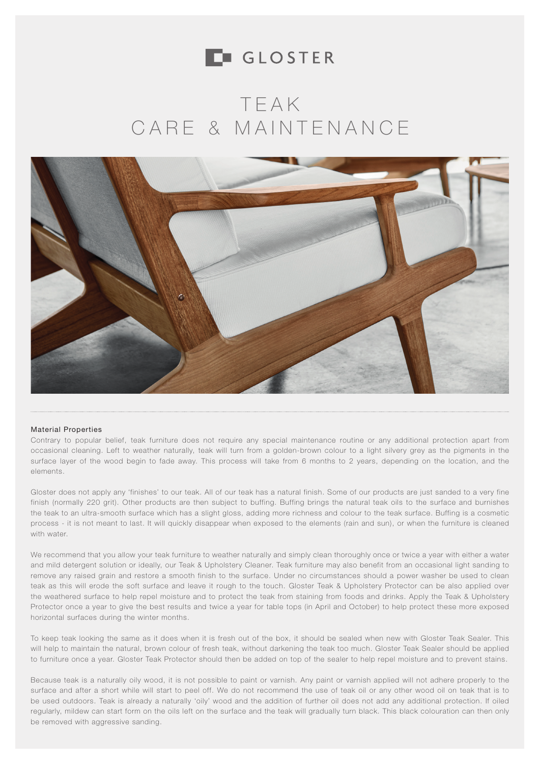GLOSTER

# TEAK CARE & MAINTENANCE

### Material Properties

Contrary to popular belief, teak furniture does not require any special maintenance routine or any additional protection apart from occasional cleaning. Left to weather naturally, teak will turn from a golden-brown colour to a light silvery grey as the pigments in the surface layer of the wood begin to fade away. This process will take from 6 months to 2 years, depending on the location, and the elements.

Gloster does not apply any 'finishes' to our teak. All of our teak has a natural finish. Some of our products are just sanded to a very fine finish (normally 220 grit). Other products are then subject to buffing. Buffing brings the natural teak oils to the surface and burnishes the teak to an ultra-smooth surface which has a slight gloss, adding more richness and colour to the teak surface. Buffing is a cosmetic process - it is not meant to last. It will quickly disappear when exposed to the elements (rain and sun), or when the furniture is cleaned with water.

We recommend that you allow your teak furniture to weather naturally and simply clean thoroughly once or twice a year with either a water and mild detergent solution or ideally, our Teak & Upholstery Cleaner. Teak furniture may also benefit from an occasional light sanding to remove any raised grain and restore a smooth finish to the surface. Under no circumstances should a power washer be used to clean teak as this will erode the soft surface and leave it rough to the touch. Gloster Teak & Upholstery Protector can be also applied over the weathered surface to help repel moisture and to protect the teak from staining from foods and drinks. Apply the Teak & Upholstery Protector once a year to give the best results and twice a year for table tops (in April and October) to help protect these more exposed horizontal surfaces during the winter months.

To keep teak looking the same as it does when it is fresh out of the box, it should be sealed when new with Gloster Teak Sealer. This will help to maintain the natural, brown colour of fresh teak, without darkening the teak too much. Gloster Teak Sealer should be applied to furniture once a year. Gloster Teak Protector should then be added on top of the sealer to help repel moisture and to prevent stains.

Because teak is a naturally oily wood, it is not possible to paint or varnish. Any paint or varnish applied will not adhere properly to the surface and after a short while will start to peel off. We do not recommend the use of teak oil or any other wood oil on teak that is to be used outdoors. Teak is already a naturally 'oily' wood and the addition of further oil does not add any additional protection. If oiled regularly, mildew can start form on the oils left on the surface and the teak will gradually turn black. This black colouration can then only be removed with aggressive sanding.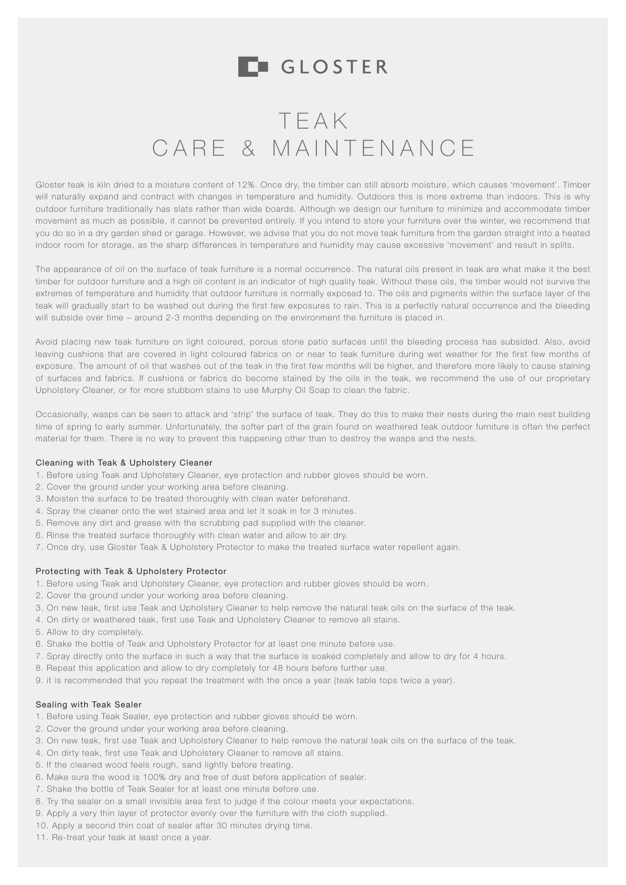GLOSTER

# TEAK CARE & MAINTENANCE

Gloster teak is kiln dried to a moisture content of 12%. Once dry, the timber can still absorb moisture, which causes 'movement'. Timber will naturally expand and contract with changes in temperature and humidity. Outdoors this is more extreme than indoors. This is why outdoor furniture traditionally has slats rather than wide boards. Although we design our furniture to minimize and accommodate timber movement as much as possible, it cannot be prevented entirely. If you intend to store your furniture over the winter, we recommend that you do so in a dry garden shed or garage. However, we advise that you do not move teak furniture from the garden straight into a heated indoor room for storage, as the sharp differences in temperature and humidity may cause excessive 'movement' and result in splits.

The appearance of oil on the surface of teak furniture is a normal occurrence. The natural oils present in teak are what make it the best timber for outdoor furniture and a high oil content is an indicator of high quality teak. Without these oils, the timber would not survive the extremes of temperature and humidity that outdoor furniture is normally exposed to. The oils and pigments within the surface layer of the teak will gradually start to be washed out during the first few exposures to rain. This is a perfectly natural occurrence and the bleeding will subside over time – around 2-3 months depending on the environment the furniture is placed in.

Avoid placing new teak furniture on light coloured, porous stone patio surfaces until the bleeding process has subsided. Also, avoid leaving cushions that are covered in light coloured fabrics on or near to teak furniture during wet weather for the first few months of exposure. The amount of oil that washes out of the teak in the first few months will be higher, and therefore more likely to cause staining of surfaces and fabrics. If cushions or fabrics do become stained by the oils in the teak, we recommend the use of our proprietary Upholstery Cleaner, or for more stubborn stains to use Murphy Oil Soap to clean the fabric.

Occasionally, wasps can be seen to attack and 'strip' the surface of teak. They do this to make their nests during the main nest building time of spring to early summer. Unfortunately, the softer part of the grain found on weathered teak outdoor furniture is often the perfect material for them. There is no way to prevent this happening other than to destroy the wasps and the nests.

### Cleaning with Teak & Upholstery Cleaner

1. Before using Teak and Upholstery Cleaner, eye protection and rubber gloves should be worn.
2. Cover the ground under your working area before cleaning.
3. Moisten the surface to be treated thoroughly with clean water beforehand.
4. Spray the cleaner onto the wet stained area and let it soak in for 3 minutes.
5. Remove any dirt and grease with the scrubbing pad supplied with the cleaner.
6. Rinse the treated surface thoroughly with clean water and allow to air dry.
7. Once dry, use Gloster Teak & Upholstery Protector to make the treated surface water repellent again.

### Protecting with Teak & Upholstery Protector

1. Before using Teak and Upholstery Cleaner, eye protection and rubber gloves should be worn.
2. Cover the ground under your working area before cleaning.
3. On new teak, first use Teak and Upholstery Cleaner to help remove the natural teak oils on the surface of the teak.
4. On dirty or weathered teak, first use Teak and Upholstery Cleaner to remove all stains.
5. Allow to dry completely.
6. Shake the bottle of Teak and Upholstery Protector for at least one minute before use.
7. Spray directly onto the surface in such a way that the surface is soaked completely and allow to dry for 4 hours.
8. Repeat this application and allow to dry completely for 48 hours before further use.
9. it is recommended that you repeat the treatment with the once a year (teak table tops twice a year).

### Sealing with Teak Sealer

1. Before using Teak Sealer, eye protection and rubber gloves should be worn.
2. Cover the ground under your working area before cleaning.
3. On new teak, first use Teak and Upholstery Cleaner to help remove the natural teak oils on the surface of the teak.
4. On dirty teak, first use Teak and Upholstery Cleaner to remove all stains.
5. If the cleaned wood feels rough, sand lightly before treating.
6. Make sure the wood is 100% dry and free of dust before application of sealer.
7. Shake the bottle of Teak Sealer for at least one minute before use.
8. Try the sealer on a small invisible area first to judge if the colour meets your expectations.
9. Apply a very thin layer of protector evenly over the furniture with the cloth supplied.
10. Apply a second thin coat of sealer after 30 minutes drying time.
11. Re-treat your teak at least once a year.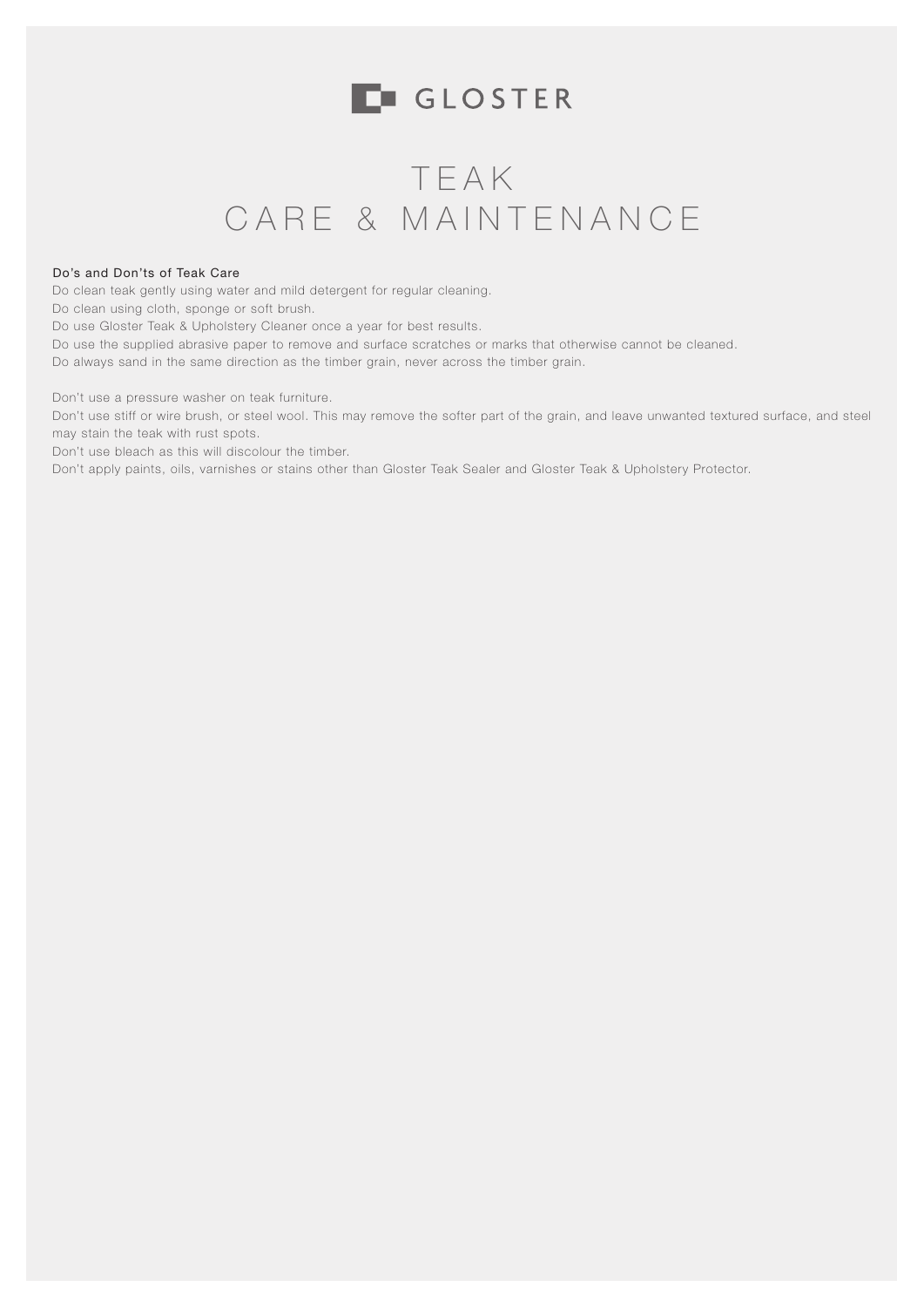GLOSTER

# TEAK CARE & MAINTENANCE

### Do's and Don'ts of Teak Care

Do clean teak gently using water and mild detergent for regular cleaning.
Do clean using cloth, sponge or soft brush.
Do use Gloster Teak & Upholstery Cleaner once a year for best results.
Do use the supplied abrasive paper to remove and surface scratches or marks that otherwise cannot be cleaned.
Do always sand in the same direction as the timber grain, never across the timber grain.

Don't use a pressure washer on teak furniture.
Don't use stiff or wire brush, or steel wool. This may remove the softer part of the grain, and leave unwanted textured surface, and steel may stain the teak with rust spots.
Don't use bleach as this will discolour the timber.
Don't apply paints, oils, varnishes or stains other than Gloster Teak Sealer and Gloster Teak & Upholstery Protector.